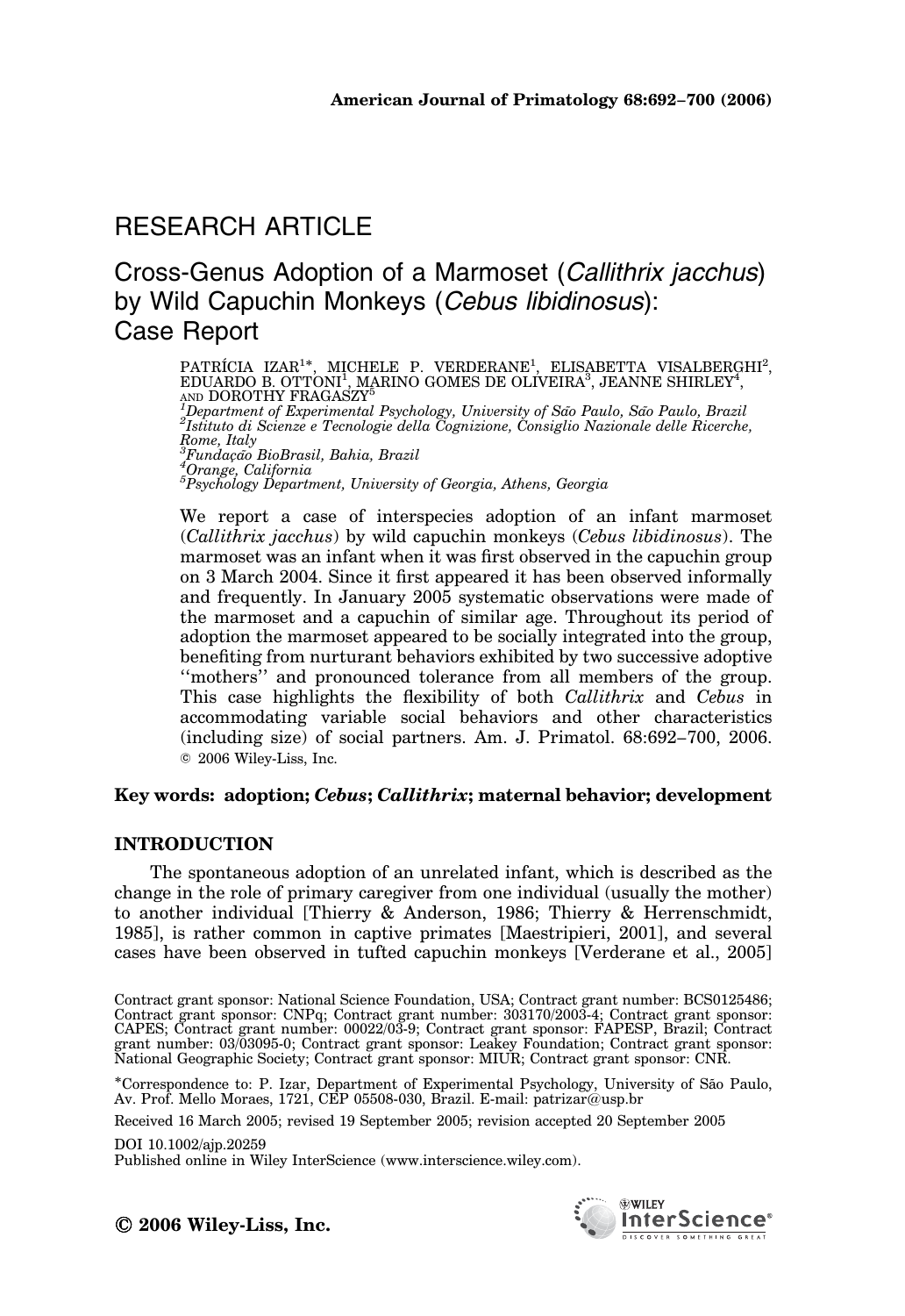RESEARCH ARTICLE

# Cross-Genus Adoption of a Marmoset (*Callithrix jacchus*) by Wild Capuchin Monkeys (*Cebus libidinosus*): Case Report

PATRÍCIA IZAR[1]*, MICHELE P. VERDERANE[1], ELISABETTA VISALBERGHI[2], EDUARDO B. OTTONI[1], MARINO GOMES DE OLIVEIRA[3], JEANNE SHIRLEY[4], AND DOROTHY FRAGASZY[5]

[1]*Department of Experimental Psychology, University of São Paulo, São Paulo, Brazil*
[2]*Istituto di Scienze e Tecnologie della Cognizione, Consiglio Nazionale delle Ricerche, Rome, Italy*
[3]*Fundação BioBrasil, Bahia, Brazil*
[4]*Orange, California*
[5]*Psychology Department, University of Georgia, Athens, Georgia*

We report a case of interspecies adoption of an infant marmoset (*Callithrix jacchus*) by wild capuchin monkeys (*Cebus libidinosus*). The marmoset was an infant when it was first observed in the capuchin group on 3 March 2004. Since it first appeared it has been observed informally and frequently. In January 2005 systematic observations were made of the marmoset and a capuchin of similar age. Throughout its period of adoption the marmoset appeared to be socially integrated into the group, benefiting from nurturant behaviors exhibited by two successive adoptive ''mothers'' and pronounced tolerance from all members of the group. This case highlights the flexibility of both *Callithrix* and *Cebus* in accommodating variable social behaviors and other characteristics (including size) of social partners. Am. J. Primatol. 68:692–700, 2006. © 2006 Wiley-Liss, Inc.

**Key words: adoption; *Cebus*; *Callithrix*; maternal behavior; development**

## INTRODUCTION

The spontaneous adoption of an unrelated infant, which is described as the change in the role of primary caregiver from one individual (usually the mother) to another individual [Thierry & Anderson, 1986; Thierry & Herrenschmidt, 1985], is rather common in captive primates [Maestripieri, 2001], and several cases have been observed in tufted capuchin monkeys [Verderane et al., 2005]

Contract grant sponsor: National Science Foundation, USA; Contract grant number: BCS0125486; Contract grant sponsor: CNPq; Contract grant number: 303170/2003-4; Contract grant sponsor: CAPES; Contract grant number: 00022/03-9; Contract grant sponsor: FAPESP, Brazil; Contract grant number: 03/03095-0; Contract grant sponsor: Leakey Foundation; Contract grant sponsor: National Geographic Society; Contract grant sponsor: MIUR; Contract grant sponsor: CNR.

*Correspondence to: P. Izar, Department of Experimental Psychology, University of São Paulo, Av. Prof. Mello Moraes, 1721, CEP 05508-030, Brazil. E-mail: patrizar@usp.br

Received 16 March 2005; revised 19 September 2005; revision accepted 20 September 2005

DOI 10.1002/ajp.20259
Published online in Wiley InterScience (www.interscience.wiley.com).

© 2006 Wiley-Liss, Inc.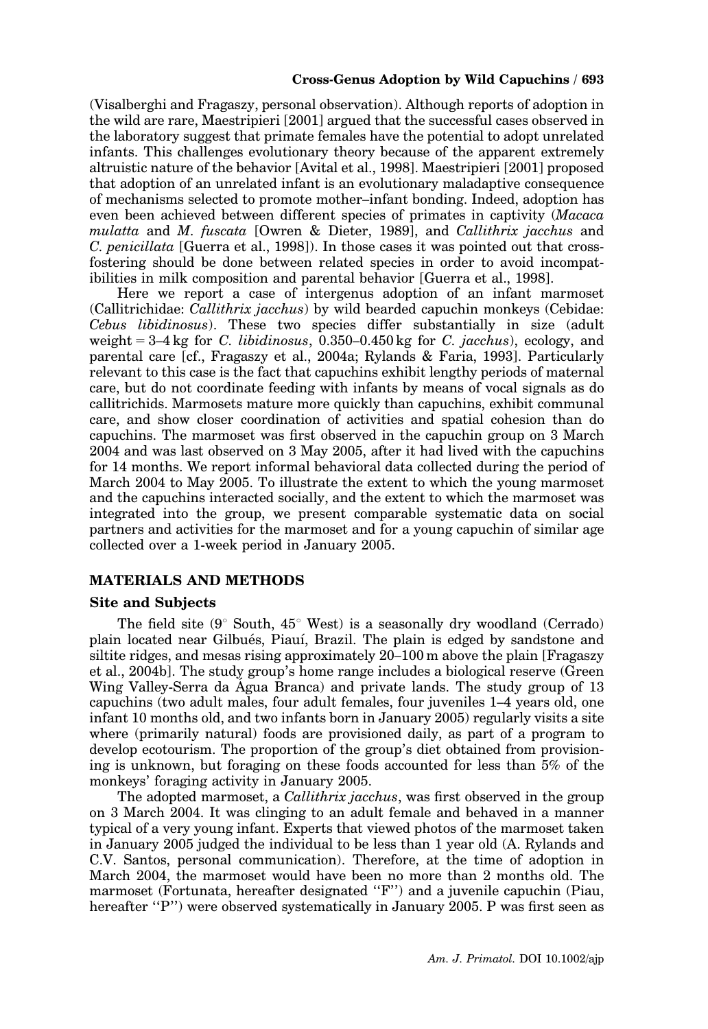(Visalberghi and Fragaszy, personal observation). Although reports of adoption in the wild are rare, Maestripieri [2001] argued that the successful cases observed in the laboratory suggest that primate females have the potential to adopt unrelated infants. This challenges evolutionary theory because of the apparent extremely altruistic nature of the behavior [Avital et al., 1998]. Maestripieri [2001] proposed that adoption of an unrelated infant is an evolutionary maladaptive consequence of mechanisms selected to promote mother–infant bonding. Indeed, adoption has even been achieved between different species of primates in captivity (*Macaca mulatta* and *M. fuscata* [Owren & Dieter, 1989], and *Callithrix jacchus* and *C. penicillata* [Guerra et al., 1998]). In those cases it was pointed out that cross-fostering should be done between related species in order to avoid incompatibilities in milk composition and parental behavior [Guerra et al., 1998].

Here we report a case of intergenus adoption of an infant marmoset (Callitrichidae: *Callithrix jacchus*) by wild bearded capuchin monkeys (Cebidae: *Cebus libidinosus*). These two species differ substantially in size (adult weight = 3–4 kg for *C. libidinosus*, 0.350–0.450 kg for *C. jacchus*), ecology, and parental care [cf., Fragaszy et al., 2004a; Rylands & Faria, 1993]. Particularly relevant to this case is the fact that capuchins exhibit lengthy periods of maternal care, but do not coordinate feeding with infants by means of vocal signals as do callitrichids. Marmosets mature more quickly than capuchins, exhibit communal care, and show closer coordination of activities and spatial cohesion than do capuchins. The marmoset was first observed in the capuchin group on 3 March 2004 and was last observed on 3 May 2005, after it had lived with the capuchins for 14 months. We report informal behavioral data collected during the period of March 2004 to May 2005. To illustrate the extent to which the young marmoset and the capuchins interacted socially, and the extent to which the marmoset was integrated into the group, we present comparable systematic data on social partners and activities for the marmoset and for a young capuchin of similar age collected over a 1-week period in January 2005.

## MATERIALS AND METHODS

### Site and Subjects

The field site (9° South, 45° West) is a seasonally dry woodland (Cerrado) plain located near Gilbués, Piauí, Brazil. The plain is edged by sandstone and siltite ridges, and mesas rising approximately 20–100 m above the plain [Fragaszy et al., 2004b]. The study group's home range includes a biological reserve (Green Wing Valley-Serra da Água Branca) and private lands. The study group of 13 capuchins (two adult males, four adult females, four juveniles 1–4 years old, one infant 10 months old, and two infants born in January 2005) regularly visits a site where (primarily natural) foods are provisioned daily, as part of a program to develop ecotourism. The proportion of the group's diet obtained from provisioning is unknown, but foraging on these foods accounted for less than 5% of the monkeys' foraging activity in January 2005.

The adopted marmoset, a *Callithrix jacchus*, was first observed in the group on 3 March 2004. It was clinging to an adult female and behaved in a manner typical of a very young infant. Experts that viewed photos of the marmoset taken in January 2005 judged the individual to be less than 1 year old (A. Rylands and C.V. Santos, personal communication). Therefore, at the time of adoption in March 2004, the marmoset would have been no more than 2 months old. The marmoset (Fortunata, hereafter designated ''F'') and a juvenile capuchin (Piau, hereafter ''P'') were observed systematically in January 2005. P was first seen as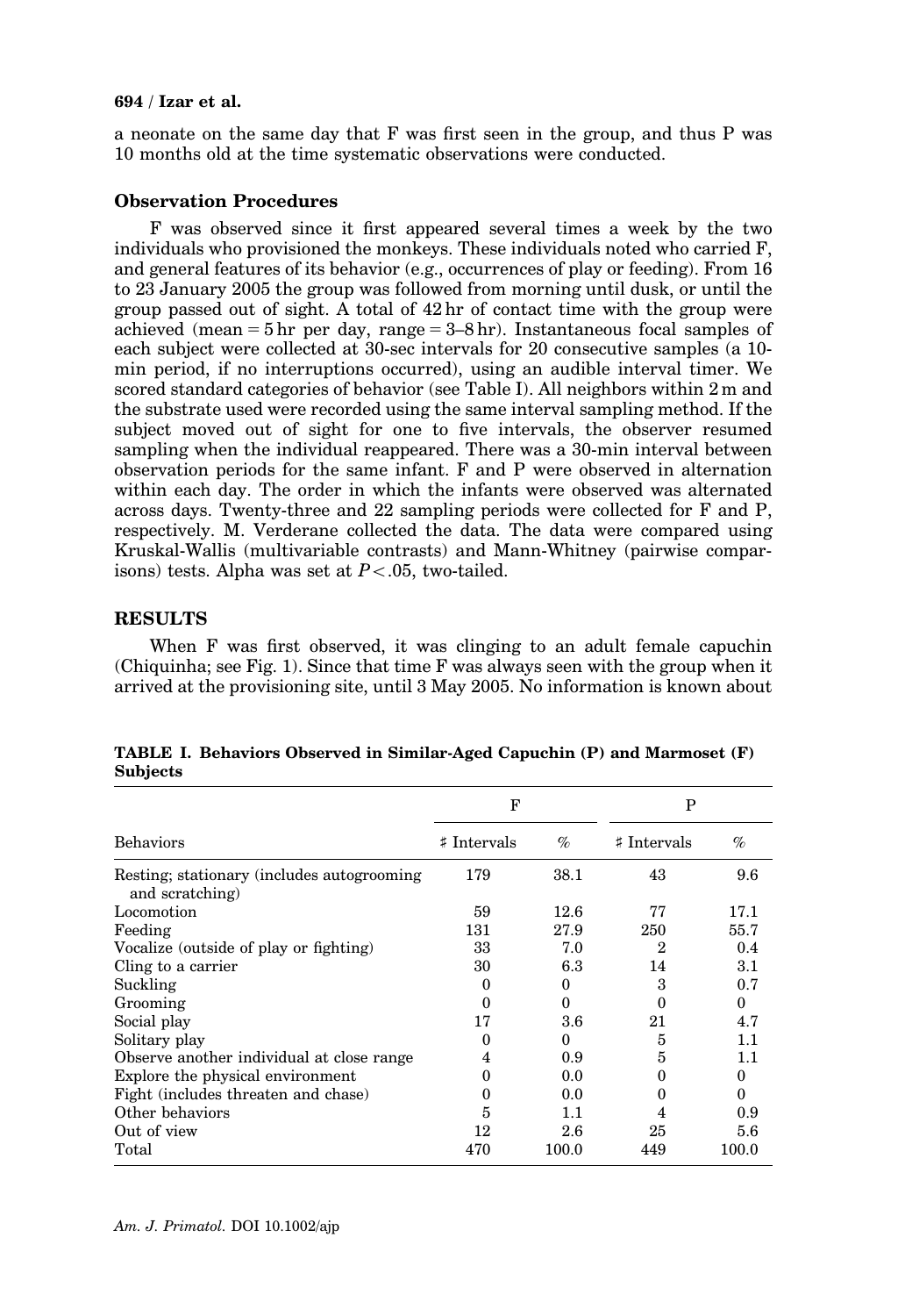a neonate on the same day that F was first seen in the group, and thus P was 10 months old at the time systematic observations were conducted.

## Observation Procedures

F was observed since it first appeared several times a week by the two individuals who provisioned the monkeys. These individuals noted who carried F, and general features of its behavior (e.g., occurrences of play or feeding). From 16 to 23 January 2005 the group was followed from morning until dusk, or until the group passed out of sight. A total of 42 hr of contact time with the group were achieved (mean = 5 hr per day, range = 3–8 hr). Instantaneous focal samples of each subject were collected at 30-sec intervals for 20 consecutive samples (a 10-min period, if no interruptions occurred), using an audible interval timer. We scored standard categories of behavior (see Table I). All neighbors within 2 m and the substrate used were recorded using the same interval sampling method. If the subject moved out of sight for one to five intervals, the observer resumed sampling when the individual reappeared. There was a 30-min interval between observation periods for the same infant. F and P were observed in alternation within each day. The order in which the infants were observed was alternated across days. Twenty-three and 22 sampling periods were collected for F and P, respectively. M. Verderane collected the data. The data were compared using Kruskal-Wallis (multivariable contrasts) and Mann-Whitney (pairwise comparisons) tests. Alpha was set at $P < .05$, two-tailed.

## RESULTS

When F was first observed, it was clinging to an adult female capuchin (Chiquinha; see Fig. 1). Since that time F was always seen with the group when it arrived at the provisioning site, until 3 May 2005. No information is known about

**TABLE I. Behaviors Observed in Similar-Aged Capuchin (P) and Marmoset (F) Subjects**

| | F | | P | |
|---|---|---|---|---|
| Behaviors | ♯ Intervals | % | ♯ Intervals | % |
| Resting; stationary (includes autogrooming and scratching) | 179 | 38.1 | 43 | 9.6 |
| Locomotion | 59 | 12.6 | 77 | 17.1 |
| Feeding | 131 | 27.9 | 250 | 55.7 |
| Vocalize (outside of play or fighting) | 33 | 7.0 | 2 | 0.4 |
| Cling to a carrier | 30 | 6.3 | 14 | 3.1 |
| Suckling | 0 | 0 | 3 | 0.7 |
| Grooming | 0 | 0 | 0 | 0 |
| Social play | 17 | 3.6 | 21 | 4.7 |
| Solitary play | 0 | 0 | 5 | 1.1 |
| Observe another individual at close range | 4 | 0.9 | 5 | 1.1 |
| Explore the physical environment | 0 | 0.0 | 0 | 0 |
| Fight (includes threaten and chase) | 0 | 0.0 | 0 | 0 |
| Other behaviors | 5 | 1.1 | 4 | 0.9 |
| Out of view | 12 | 2.6 | 25 | 5.6 |
| Total | 470 | 100.0 | 449 | 100.0 |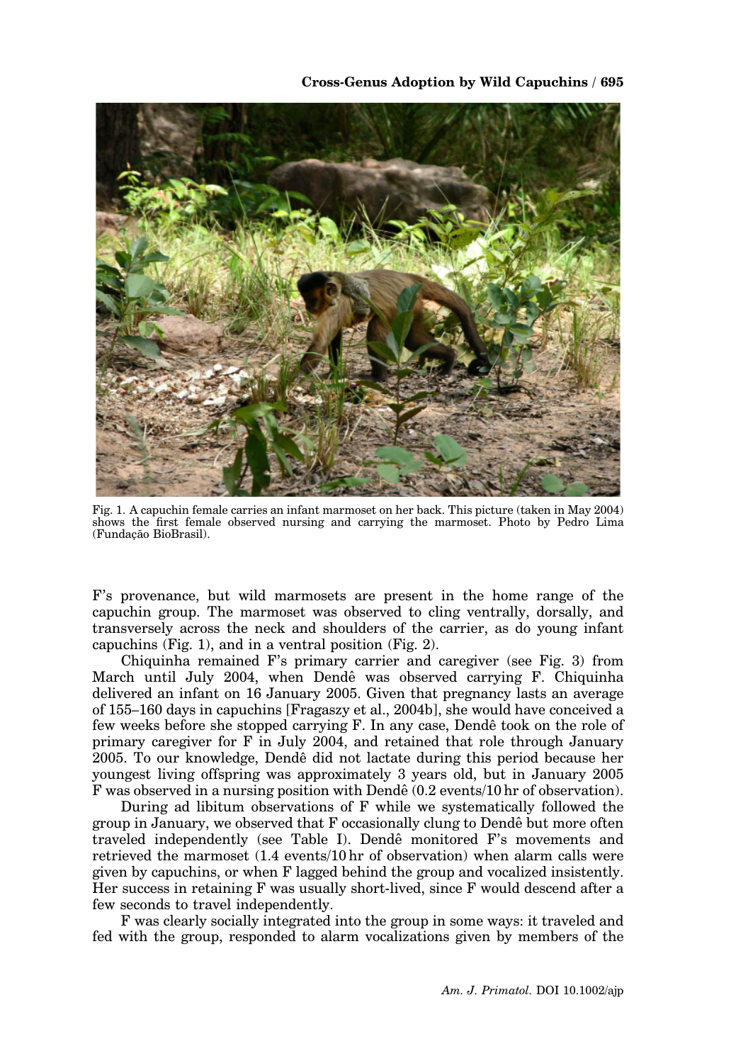Fig. 1. A capuchin female carries an infant marmoset on her back. This picture (taken in May 2004) shows the first female observed nursing and carrying the marmoset. Photo by Pedro Lima (Fundação BioBrasil).

F's provenance, but wild marmosets are present in the home range of the capuchin group. The marmoset was observed to cling ventrally, dorsally, and transversely across the neck and shoulders of the carrier, as do young infant capuchins (Fig. 1), and in a ventral position (Fig. 2).

Chiquinha remained F's primary carrier and caregiver (see Fig. 3) from March until July 2004, when Dendê was observed carrying F. Chiquinha delivered an infant on 16 January 2005. Given that pregnancy lasts an average of 155–160 days in capuchins [Fragaszy et al., 2004b], she would have conceived a few weeks before she stopped carrying F. In any case, Dendê took on the role of primary caregiver for F in July 2004, and retained that role through January 2005. To our knowledge, Dendê did not lactate during this period because her youngest living offspring was approximately 3 years old, but in January 2005 F was observed in a nursing position with Dendê (0.2 events/10 hr of observation).

During ad libitum observations of F while we systematically followed the group in January, we observed that F occasionally clung to Dendê but more often traveled independently (see Table I). Dendê monitored F's movements and retrieved the marmoset (1.4 events/10 hr of observation) when alarm calls were given by capuchins, or when F lagged behind the group and vocalized insistently. Her success in retaining F was usually short-lived, since F would descend after a few seconds to travel independently.

F was clearly socially integrated into the group in some ways: it traveled and fed with the group, responded to alarm vocalizations given by members of the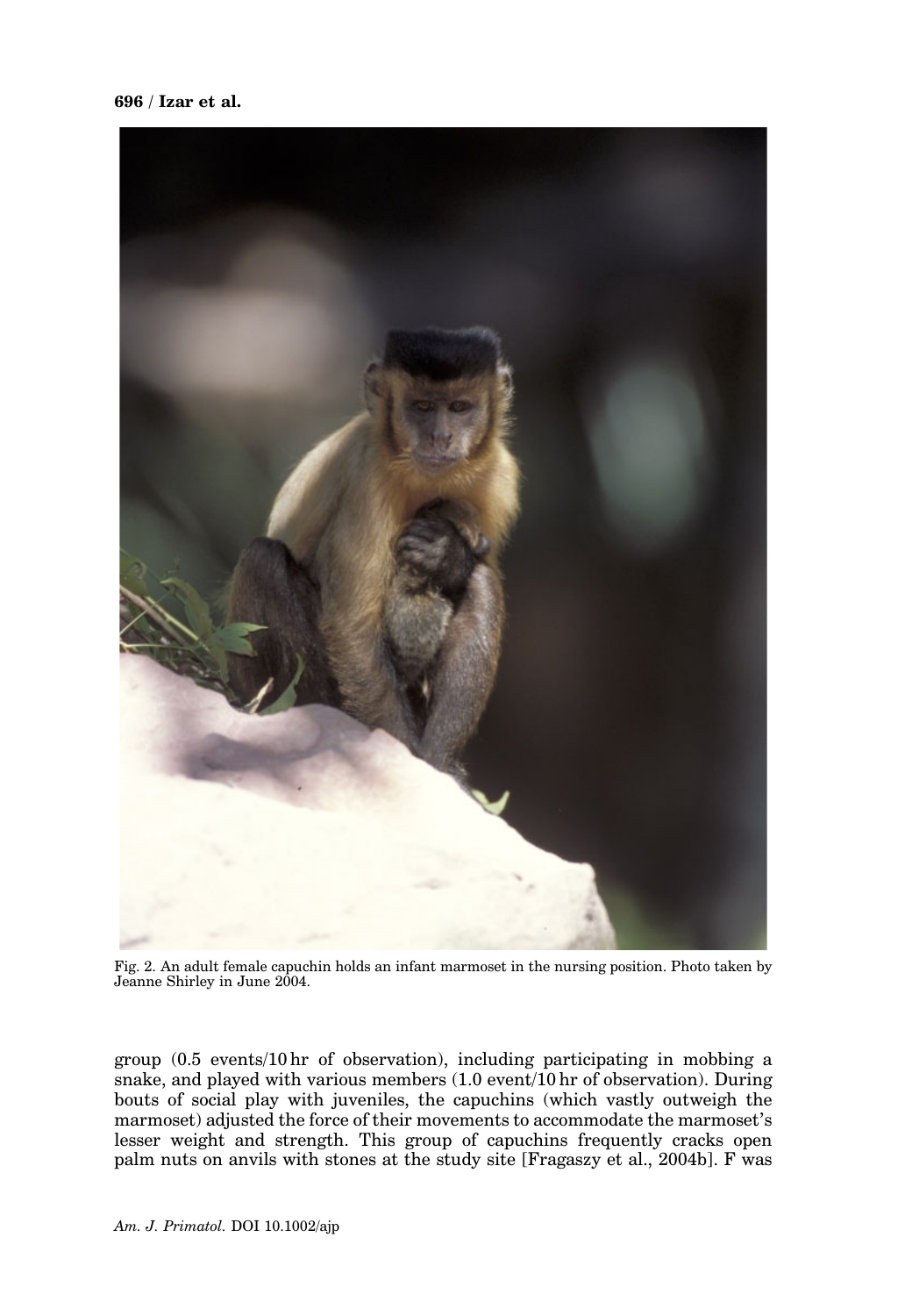Fig. 2. An adult female capuchin holds an infant marmoset in the nursing position. Photo taken by Jeanne Shirley in June 2004.

group (0.5 events/10 hr of observation), including participating in mobbing a snake, and played with various members (1.0 event/10 hr of observation). During bouts of social play with juveniles, the capuchins (which vastly outweigh the marmoset) adjusted the force of their movements to accommodate the marmoset's lesser weight and strength. This group of capuchins frequently cracks open palm nuts on anvils with stones at the study site [Fragaszy et al., 2004b]. F was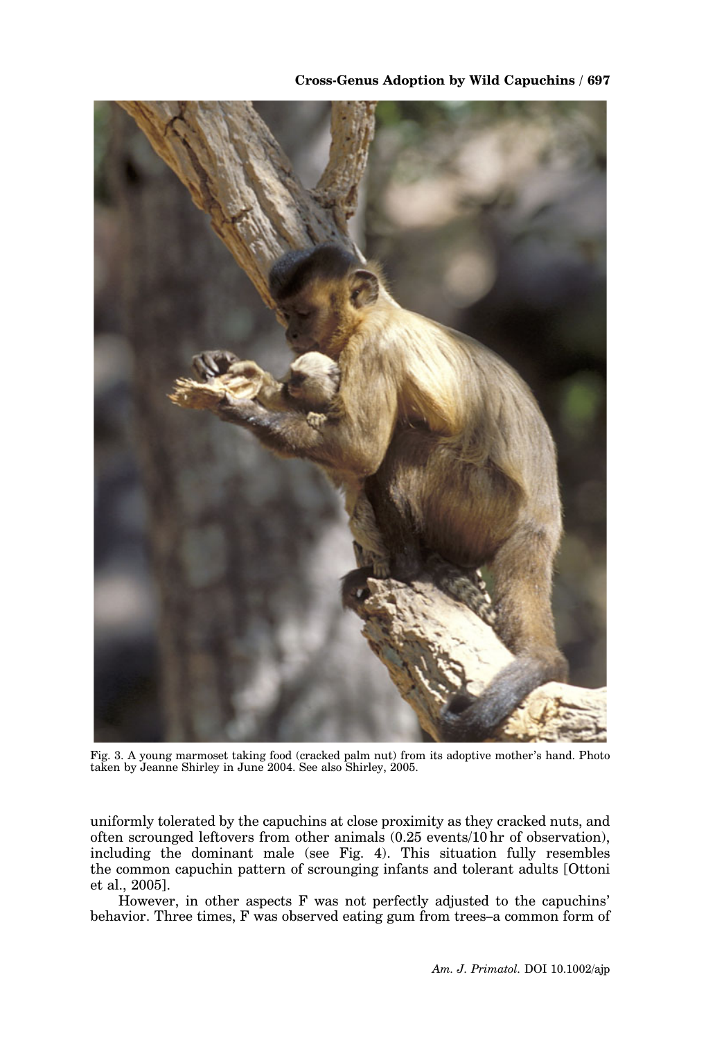Fig. 3. A young marmoset taking food (cracked palm nut) from its adoptive mother's hand. Photo taken by Jeanne Shirley in June 2004. See also Shirley, 2005.

uniformly tolerated by the capuchins at close proximity as they cracked nuts, and often scrounged leftovers from other animals (0.25 events/10 hr of observation), including the dominant male (see Fig. 4). This situation fully resembles the common capuchin pattern of scrounging infants and tolerant adults [Ottoni et al., 2005].

However, in other aspects F was not perfectly adjusted to the capuchins' behavior. Three times, F was observed eating gum from trees–a common form of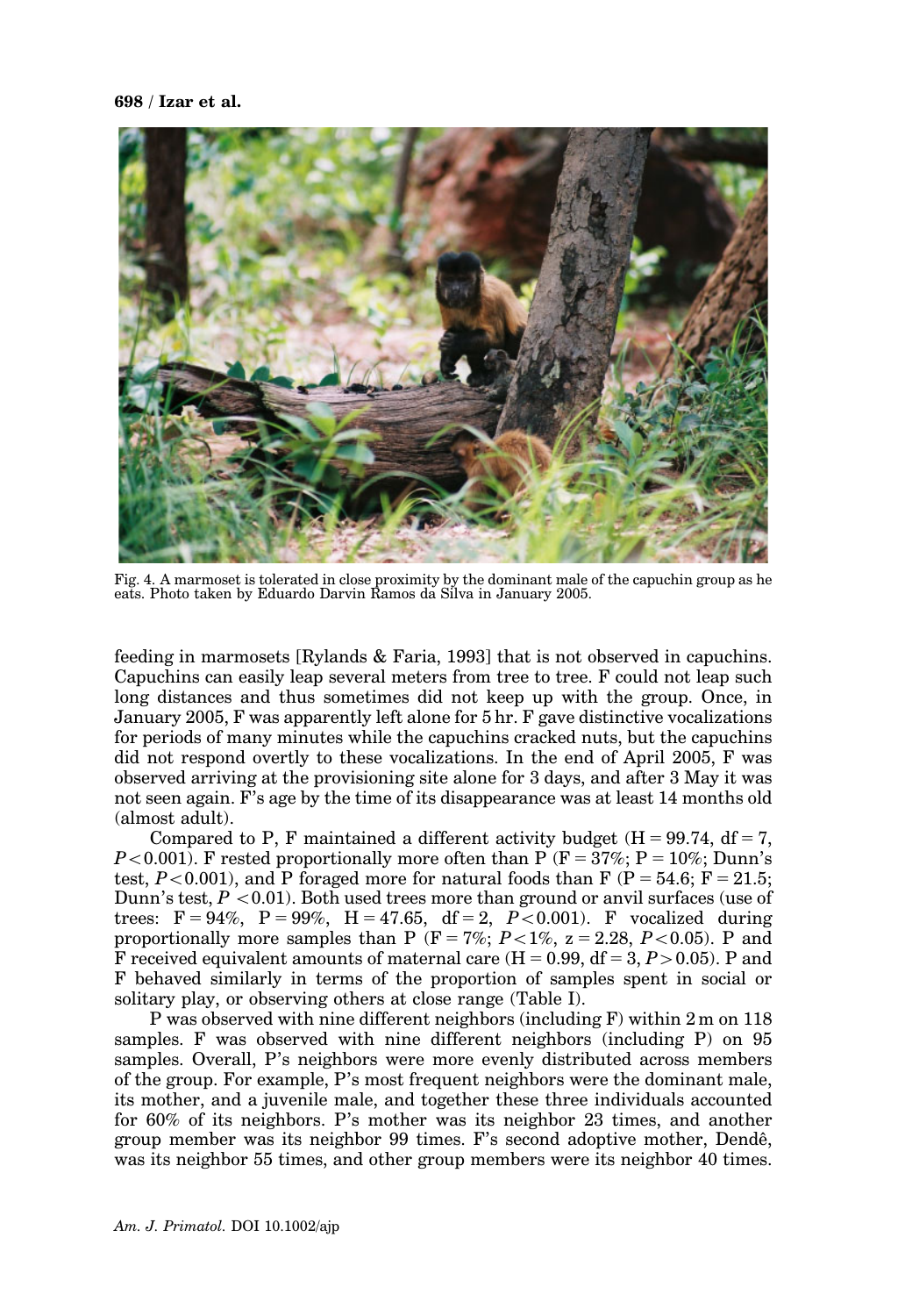Fig. 4. A marmoset is tolerated in close proximity by the dominant male of the capuchin group as he eats. Photo taken by Eduardo Darvin Ramos da Silva in January 2005.

feeding in marmosets [Rylands & Faria, 1993] that is not observed in capuchins. Capuchins can easily leap several meters from tree to tree. F could not leap such long distances and thus sometimes did not keep up with the group. Once, in January 2005, F was apparently left alone for 5 hr. F gave distinctive vocalizations for periods of many minutes while the capuchins cracked nuts, but the capuchins did not respond overtly to these vocalizations. In the end of April 2005, F was observed arriving at the provisioning site alone for 3 days, and after 3 May it was not seen again. F's age by the time of its disappearance was at least 14 months old (almost adult).

Compared to P, F maintained a different activity budget ($H = 99.74$, $df = 7$, $P < 0.001$). F rested proportionally more often than P (F = 37%; P = 10%; Dunn's test, $P < 0.001$), and P foraged more for natural foods than F (P = 54.6; F = 21.5; Dunn's test, $P < 0.01$). Both used trees more than ground or anvil surfaces (use of trees: F = 94%, P = 99%, $H = 47.65$, $df = 2$, $P < 0.001$). F vocalized during proportionally more samples than P (F = 7%; $P < 1\%$, $z = 2.28$, $P < 0.05$). P and F received equivalent amounts of maternal care ($H = 0.99$, $df = 3$, $P > 0.05$). P and F behaved similarly in terms of the proportion of samples spent in social or solitary play, or observing others at close range (Table I).

P was observed with nine different neighbors (including F) within 2 m on 118 samples. F was observed with nine different neighbors (including P) on 95 samples. Overall, P's neighbors were more evenly distributed across members of the group. For example, P's most frequent neighbors were the dominant male, its mother, and a juvenile male, and together these three individuals accounted for 60% of its neighbors. P's mother was its neighbor 23 times, and another group member was its neighbor 99 times. F's second adoptive mother, Dendê, was its neighbor 55 times, and other group members were its neighbor 40 times.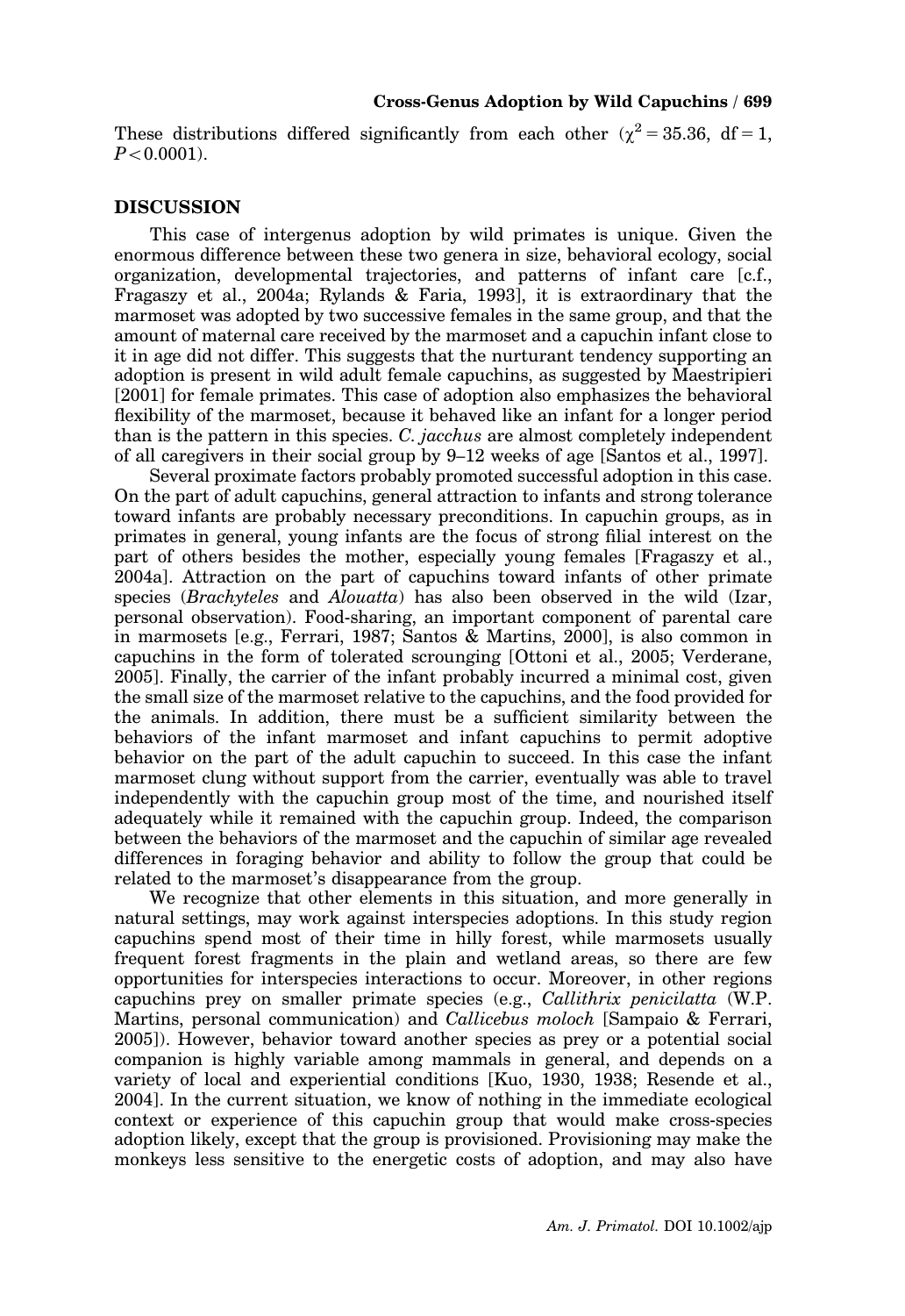These distributions differed significantly from each other ($\chi^2 = 35.36$, df = 1, $P < 0.0001$).

## DISCUSSION

This case of intergenus adoption by wild primates is unique. Given the enormous difference between these two genera in size, behavioral ecology, social organization, developmental trajectories, and patterns of infant care [c.f., Fragaszy et al., 2004a; Rylands & Faria, 1993], it is extraordinary that the marmoset was adopted by two successive females in the same group, and that the amount of maternal care received by the marmoset and a capuchin infant close to it in age did not differ. This suggests that the nurturant tendency supporting an adoption is present in wild adult female capuchins, as suggested by Maestripieri [2001] for female primates. This case of adoption also emphasizes the behavioral flexibility of the marmoset, because it behaved like an infant for a longer period than is the pattern in this species. *C. jacchus* are almost completely independent of all caregivers in their social group by 9–12 weeks of age [Santos et al., 1997].

Several proximate factors probably promoted successful adoption in this case. On the part of adult capuchins, general attraction to infants and strong tolerance toward infants are probably necessary preconditions. In capuchin groups, as in primates in general, young infants are the focus of strong filial interest on the part of others besides the mother, especially young females [Fragaszy et al., 2004a]. Attraction on the part of capuchins toward infants of other primate species (*Brachyteles* and *Alouatta*) has also been observed in the wild (Izar, personal observation). Food-sharing, an important component of parental care in marmosets [e.g., Ferrari, 1987; Santos & Martins, 2000], is also common in capuchins in the form of tolerated scrounging [Ottoni et al., 2005; Verderane, 2005]. Finally, the carrier of the infant probably incurred a minimal cost, given the small size of the marmoset relative to the capuchins, and the food provided for the animals. In addition, there must be a sufficient similarity between the behaviors of the infant marmoset and infant capuchins to permit adoptive behavior on the part of the adult capuchin to succeed. In this case the infant marmoset clung without support from the carrier, eventually was able to travel independently with the capuchin group most of the time, and nourished itself adequately while it remained with the capuchin group. Indeed, the comparison between the behaviors of the marmoset and the capuchin of similar age revealed differences in foraging behavior and ability to follow the group that could be related to the marmoset's disappearance from the group.

We recognize that other elements in this situation, and more generally in natural settings, may work against interspecies adoptions. In this study region capuchins spend most of their time in hilly forest, while marmosets usually frequent forest fragments in the plain and wetland areas, so there are few opportunities for interspecies interactions to occur. Moreover, in other regions capuchins prey on smaller primate species (e.g., *Callithrix penicilatta* (W.P. Martins, personal communication) and *Callicebus moloch* [Sampaio & Ferrari, 2005]). However, behavior toward another species as prey or a potential social companion is highly variable among mammals in general, and depends on a variety of local and experiential conditions [Kuo, 1930, 1938; Resende et al., 2004]. In the current situation, we know of nothing in the immediate ecological context or experience of this capuchin group that would make cross-species adoption likely, except that the group is provisioned. Provisioning may make the monkeys less sensitive to the energetic costs of adoption, and may also have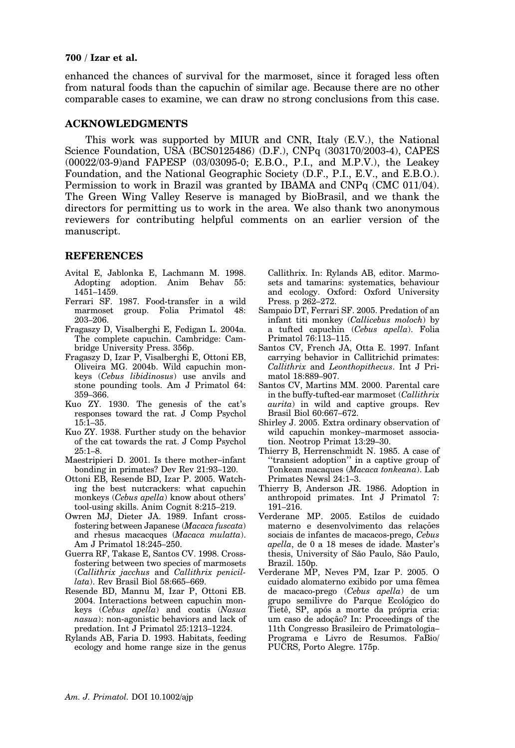enhanced the chances of survival for the marmoset, since it foraged less often from natural foods than the capuchin of similar age. Because there are no other comparable cases to examine, we can draw no strong conclusions from this case.

## ACKNOWLEDGMENTS

This work was supported by MIUR and CNR, Italy (E.V.), the National Science Foundation, USA (BCS0125486) (D.F.), CNPq (303170/2003-4), CAPES (00022/03-9)and FAPESP (03/03095-0; E.B.O., P.I., and M.P.V.), the Leakey Foundation, and the National Geographic Society (D.F., P.I., E.V., and E.B.O.). Permission to work in Brazil was granted by IBAMA and CNPq (CMC 011/04). The Green Wing Valley Reserve is managed by BioBrasil, and we thank the directors for permitting us to work in the area. We also thank two anonymous reviewers for contributing helpful comments on an earlier version of the manuscript.

## REFERENCES

Avital E, Jablonka E, Lachmann M. 1998. Adopting adoption. Anim Behav 55: 1451–1459.

Ferrari SF. 1987. Food-transfer in a wild marmoset group. Folia Primatol 48: 203–206.

Fragaszy D, Visalberghi E, Fedigan L. 2004a. The complete capuchin. Cambridge: Cambridge University Press. 356p.

Fragaszy D, Izar P, Visalberghi E, Ottoni EB, Oliveira MG. 2004b. Wild capuchin monkeys (*Cebus libidinosus*) use anvils and stone pounding tools. Am J Primatol 64: 359–366.

Kuo ZY. 1930. The genesis of the cat's responses toward the rat. J Comp Psychol 15:1–35.

Kuo ZY. 1938. Further study on the behavior of the cat towards the rat. J Comp Psychol 25:1–8.

Maestripieri D. 2001. Is there mother–infant bonding in primates? Dev Rev 21:93–120.

Ottoni EB, Resende BD, Izar P. 2005. Watching the best nutcrackers: what capuchin monkeys (*Cebus apella*) know about others' tool-using skills. Anim Cognit 8:215–219.

Owren MJ, Dieter JA. 1989. Infant cross-fostering between Japanese (*Macaca fuscata*) and rhesus macacques (*Macaca mulatta*). Am J Primatol 18:245–250.

Guerra RF, Takase E, Santos CV. 1998. Cross-fostering between two species of marmosets (*Callithrix jacchus* and *Callithrix penicillata*). Rev Brasil Biol 58:665–669.

Resende BD, Mannu M, Izar P, Ottoni EB. 2004. Interactions between capuchin monkeys (*Cebus apella*) and coatis (*Nasua nasua*): non-agonistic behaviors and lack of predation. Int J Primatol 25:1213–1224.

Rylands AB, Faria D. 1993. Habitats, feeding ecology and home range size in the genus Callithrix. In: Rylands AB, editor. Marmosets and tamarins: systematics, behaviour and ecology. Oxford: Oxford University Press. p 262–272.

Sampaio DT, Ferrari SF. 2005. Predation of an infant titi monkey (*Callicebus moloch*) by a tufted capuchin (*Cebus apella*). Folia Primatol 76:113–115.

Santos CV, French JA, Otta E. 1997. Infant carrying behavior in Callitrichid primates: *Callithrix* and *Leonthopithecus*. Int J Primatol 18:889–907.

Santos CV, Martins MM. 2000. Parental care in the buffy-tufted-ear marmoset (*Callithrix aurita*) in wild and captive groups. Rev Brasil Biol 60:667–672.

Shirley J. 2005. Extra ordinary observation of wild capuchin monkey–marmoset association. Neotrop Primat 13:29–30.

Thierry B, Herrenschmidt N. 1985. A case of ''transient adoption'' in a captive group of Tonkean macaques (*Macaca tonkeana*). Lab Primates Newsl 24:1–3.

Thierry B, Anderson JR. 1986. Adoption in anthropoid primates. Int J Primatol 7: 191–216.

Verderane MP. 2005. Estilos de cuidado materno e desenvolvimento das relações sociais de infantes de macacos-prego, *Cebus apella*, de 0 a 18 meses de idade. Master's thesis, University of São Paulo, São Paulo, Brazil. 150p.

Verderane MP, Neves PM, Izar P. 2005. O cuidado alomaterno exibido por uma fêmea de macaco-prego (*Cebus apella*) de um grupo semilivre do Parque Ecológico do Tietê, SP, após a morte da própria cria: um caso de adoção? In: Proceedings of the 11th Congresso Brasileiro de Primatologia–Programa e Livro de Resumos. FaBio/PUCRS, Porto Alegre. 175p.